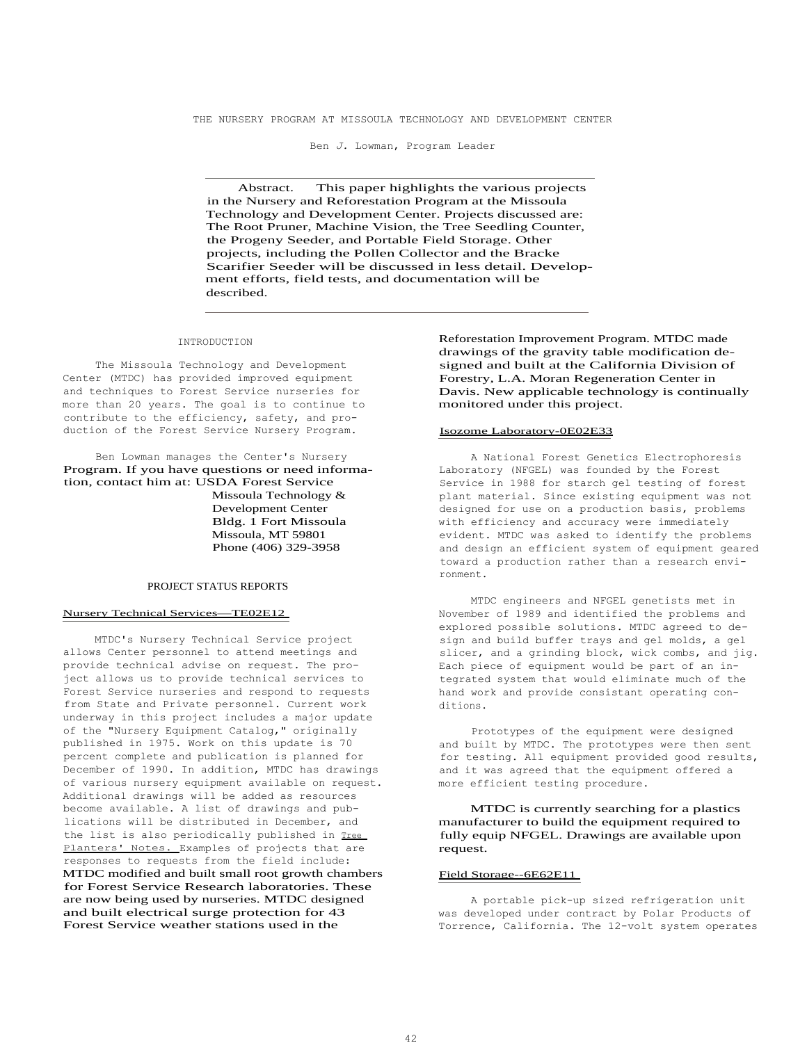# THE NURSERY PROGRAM AT MISSOULA TECHNOLOGY AND DEVELOPMENT CENTER

Ben J. Lowman, Program Leader

Abstract. This paper highlights the various projects in the Nursery and Reforestation Program at the Missoula Technology and Development Center. Projects discussed are: The Root Pruner, Machine Vision, the Tree Seedling Counter, the Progeny Seeder, and Portable Field Storage. Other projects, including the Pollen Collector and the Bracke Scarifier Seeder will be discussed in less detail. Development efforts, field tests, and documentation will be described.

## INTRODUCTION

The Missoula Technology and Development Center (MTDC) has provided improved equipment and techniques to Forest Service nurseries for more than 20 years. The goal is to continue to contribute to the efficiency, safety, and production of the Forest Service Nursery Program.

Ben Lowman manages the Center's Nursery Program. If you have questions or need information, contact him at: USDA Forest Service
Missoula Technology &
Development Center
Bldg. 1 Fort Missoula
Missoula, MT 59801
Phone (406) 329-3958

## PROJECT STATUS REPORTS

### Nursery Technical Services—TE02E12

MTDC's Nursery Technical Service project allows Center personnel to attend meetings and provide technical advise on request. The project allows us to provide technical services to Forest Service nurseries and respond to requests from State and Private personnel. Current work underway in this project includes a major update of the "Nursery Equipment Catalog," originally published in 1975. Work on this update is 70 percent complete and publication is planned for December of 1990. In addition, MTDC has drawings of various nursery equipment available on request. Additional drawings will be added as resources become available. A list of drawings and publications will be distributed in December, and the list is also periodically published in *Tree Planters' Notes.* Examples of projects that are responses to requests from the field include: MTDC modified and built small root growth chambers for Forest Service Research laboratories. These are now being used by nurseries. MTDC designed and built electrical surge protection for 43 Forest Service weather stations used in the Reforestation Improvement Program. MTDC made drawings of the gravity table modification designed and built at the California Division of Forestry, L.A. Moran Regeneration Center in Davis. New applicable technology is continually monitored under this project.

### Isozome Laboratory-0E02E33

A National Forest Genetics Electrophoresis Laboratory (NFGEL) was founded by the Forest Service in 1988 for starch gel testing of forest plant material. Since existing equipment was not designed for use on a production basis, problems with efficiency and accuracy were immediately evident. MTDC was asked to identify the problems and design an efficient system of equipment geared toward a production rather than a research environment.

MTDC engineers and NFGEL genetists met in November of 1989 and identified the problems and explored possible solutions. MTDC agreed to design and build buffer trays and gel molds, a gel slicer, and a grinding block, wick combs, and jig. Each piece of equipment would be part of an integrated system that would eliminate much of the hand work and provide consistant operating conditions.

Prototypes of the equipment were designed and built by MTDC. The prototypes were then sent for testing. All equipment provided good results, and it was agreed that the equipment offered a more efficient testing procedure.

MTDC is currently searching for a plastics manufacturer to build the equipment required to fully equip NFGEL. Drawings are available upon request.

### Field Storage--6E62E11

A portable pick-up sized refrigeration unit was developed under contract by Polar Products of Torrence, California. The 12-volt system operates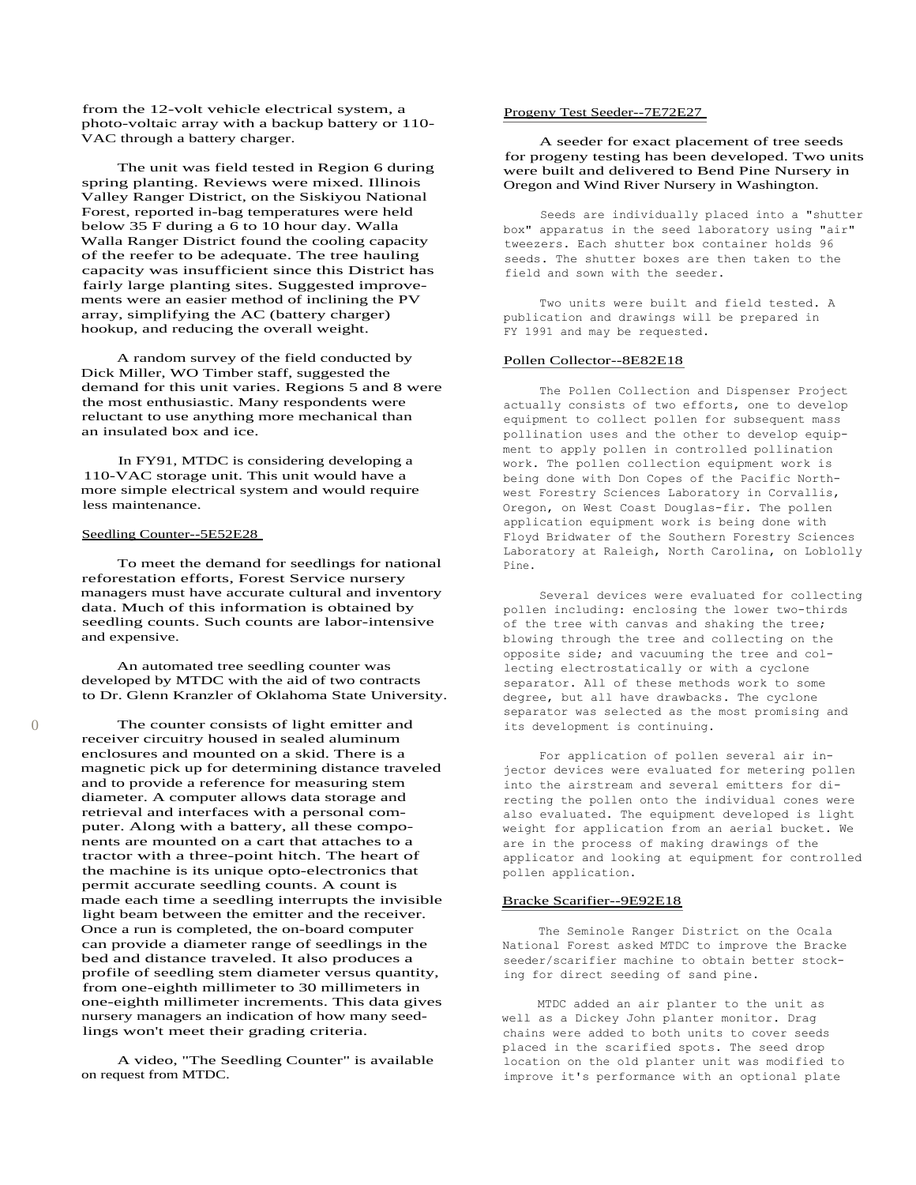from the 12-volt vehicle electrical system, a photo-voltaic array with a backup battery or 110-VAC through a battery charger.

The unit was field tested in Region 6 during spring planting. Reviews were mixed. Illinois Valley Ranger District, on the Siskiyou National Forest, reported in-bag temperatures were held below 35 F during a 6 to 10 hour day. Walla Walla Ranger District found the cooling capacity of the reefer to be adequate. The tree hauling capacity was insufficient since this District has fairly large planting sites. Suggested improvements were an easier method of inclining the PV array, simplifying the AC (battery charger) hookup, and reducing the overall weight.

A random survey of the field conducted by Dick Miller, WO Timber staff, suggested the demand for this unit varies. Regions 5 and 8 were the most enthusiastic. Many respondents were reluctant to use anything more mechanical than an insulated box and ice.

In FY91, MTDC is considering developing a 110-VAC storage unit. This unit would have a more simple electrical system and would require less maintenance.

## Seedling Counter--5E52E28

To meet the demand for seedlings for national reforestation efforts, Forest Service nursery managers must have accurate cultural and inventory data. Much of this information is obtained by seedling counts. Such counts are labor-intensive and expensive.

An automated tree seedling counter was developed by MTDC with the aid of two contracts to Dr. Glenn Kranzler of Oklahoma State University.

The counter consists of light emitter and receiver circuitry housed in sealed aluminum enclosures and mounted on a skid. There is a magnetic pick up for determining distance traveled and to provide a reference for measuring stem diameter. A computer allows data storage and retrieval and interfaces with a personal computer. Along with a battery, all these components are mounted on a cart that attaches to a tractor with a three-point hitch. The heart of the machine is its unique opto-electronics that permit accurate seedling counts. A count is made each time a seedling interrupts the invisible light beam between the emitter and the receiver. Once a run is completed, the on-board computer can provide a diameter range of seedlings in the bed and distance traveled. It also produces a profile of seedling stem diameter versus quantity, from one-eighth millimeter to 30 millimeters in one-eighth millimeter increments. This data gives nursery managers an indication of how many seedlings won't meet their grading criteria.

A video, "The Seedling Counter" is available on request from MTDC.

## Progeny Test Seeder--7E72E27

A seeder for exact placement of tree seeds for progeny testing has been developed. Two units were built and delivered to Bend Pine Nursery in Oregon and Wind River Nursery in Washington.

Seeds are individually placed into a "shutter box" apparatus in the seed laboratory using "air" tweezers. Each shutter box container holds 96 seeds. The shutter boxes are then taken to the field and sown with the seeder.

Two units were built and field tested. A publication and drawings will be prepared in FY 1991 and may be requested.

## Pollen Collector--8E82E18

The Pollen Collection and Dispenser Project actually consists of two efforts, one to develop equipment to collect pollen for subsequent mass pollination uses and the other to develop equipment to apply pollen in controlled pollination work. The pollen collection equipment work is being done with Don Copes of the Pacific Northwest Forestry Sciences Laboratory in Corvallis, Oregon, on West Coast Douglas-fir. The pollen application equipment work is being done with Floyd Bridwater of the Southern Forestry Sciences Laboratory at Raleigh, North Carolina, on Loblolly Pine.

Several devices were evaluated for collecting pollen including: enclosing the lower two-thirds of the tree with canvas and shaking the tree; blowing through the tree and collecting on the opposite side; and vacuuming the tree and collecting electrostatically or with a cyclone separator. All of these methods work to some degree, but all have drawbacks. The cyclone separator was selected as the most promising and its development is continuing.

For application of pollen several air injector devices were evaluated for metering pollen into the airstream and several emitters for directing the pollen onto the individual cones were also evaluated. The equipment developed is light weight for application from an aerial bucket. We are in the process of making drawings of the applicator and looking at equipment for controlled pollen application.

## Bracke Scarifier--9E92E18

The Seminole Ranger District on the Ocala National Forest asked MTDC to improve the Bracke seeder/scarifier machine to obtain better stocking for direct seeding of sand pine.

MTDC added an air planter to the unit as well as a Dickey John planter monitor. Drag chains were added to both units to cover seeds placed in the scarified spots. The seed drop location on the old planter unit was modified to improve it's performance with an optional plate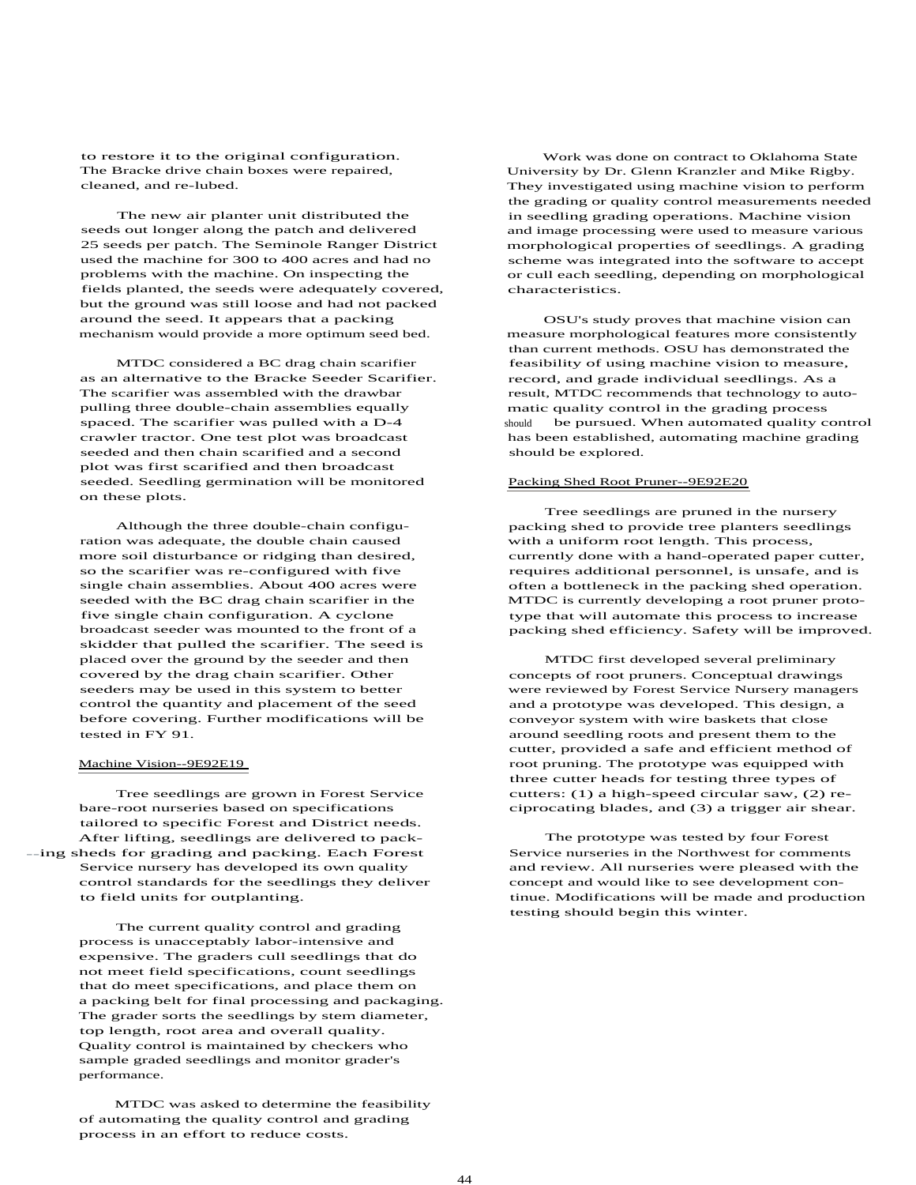to restore it to the original configuration. The Bracke drive chain boxes were repaired, cleaned, and re-lubed.

The new air planter unit distributed the seeds out longer along the patch and delivered 25 seeds per patch. The Seminole Ranger District used the machine for 300 to 400 acres and had no problems with the machine. On inspecting the fields planted, the seeds were adequately covered, but the ground was still loose and had not packed around the seed. It appears that a packing mechanism would provide a more optimum seed bed.

MTDC considered a BC drag chain scarifier as an alternative to the Bracke Seeder Scarifier. The scarifier was assembled with the drawbar pulling three double-chain assemblies equally spaced. The scarifier was pulled with a D-4 crawler tractor. One test plot was broadcast seeded and then chain scarified and a second plot was first scarified and then broadcast seeded. Seedling germination will be monitored on these plots.

Although the three double-chain configuration was adequate, the double chain caused more soil disturbance or ridging than desired, so the scarifier was re-configured with five single chain assemblies. About 400 acres were seeded with the BC drag chain scarifier in the five single chain configuration. A cyclone broadcast seeder was mounted to the front of a skidder that pulled the scarifier. The seed is placed over the ground by the seeder and then covered by the drag chain scarifier. Other seeders may be used in this system to better control the quantity and placement of the seed before covering. Further modifications will be tested in FY 91.

Machine Vision--9E92E19

Tree seedlings are grown in Forest Service bare-root nurseries based on specifications tailored to specific Forest and District needs. After lifting, seedlings are delivered to packing sheds for grading and packing. Each Forest Service nursery has developed its own quality control standards for the seedlings they deliver to field units for outplanting.

The current quality control and grading process is unacceptably labor-intensive and expensive. The graders cull seedlings that do not meet field specifications, count seedlings that do meet specifications, and place them on a packing belt for final processing and packaging. The grader sorts the seedlings by stem diameter, top length, root area and overall quality. Quality control is maintained by checkers who sample graded seedlings and monitor grader's performance.

MTDC was asked to determine the feasibility of automating the quality control and grading process in an effort to reduce costs.

Work was done on contract to Oklahoma State University by Dr. Glenn Kranzler and Mike Rigby. They investigated using machine vision to perform the grading or quality control measurements needed in seedling grading operations. Machine vision and image processing were used to measure various morphological properties of seedlings. A grading scheme was integrated into the software to accept or cull each seedling, depending on morphological characteristics.

OSU's study proves that machine vision can measure morphological features more consistently than current methods. OSU has demonstrated the feasibility of using machine vision to measure, record, and grade individual seedlings. As a result, MTDC recommends that technology to automatic quality control in the grading process should be pursued. When automated quality control has been established, automating machine grading should be explored.

Packing Shed Root Pruner--9E92E20

Tree seedlings are pruned in the nursery packing shed to provide tree planters seedlings with a uniform root length. This process, currently done with a hand-operated paper cutter, requires additional personnel, is unsafe, and is often a bottleneck in the packing shed operation. MTDC is currently developing a root pruner prototype that will automate this process to increase packing shed efficiency. Safety will be improved.

MTDC first developed several preliminary concepts of root pruners. Conceptual drawings were reviewed by Forest Service Nursery managers and a prototype was developed. This design, a conveyor system with wire baskets that close around seedling roots and present them to the cutter, provided a safe and efficient method of root pruning. The prototype was equipped with three cutter heads for testing three types of cutters: (1) a high-speed circular saw, (2) reciprocating blades, and (3) a trigger air shear.

The prototype was tested by four Forest Service nurseries in the Northwest for comments and review. All nurseries were pleased with the concept and would like to see development continue. Modifications will be made and production testing should begin this winter.